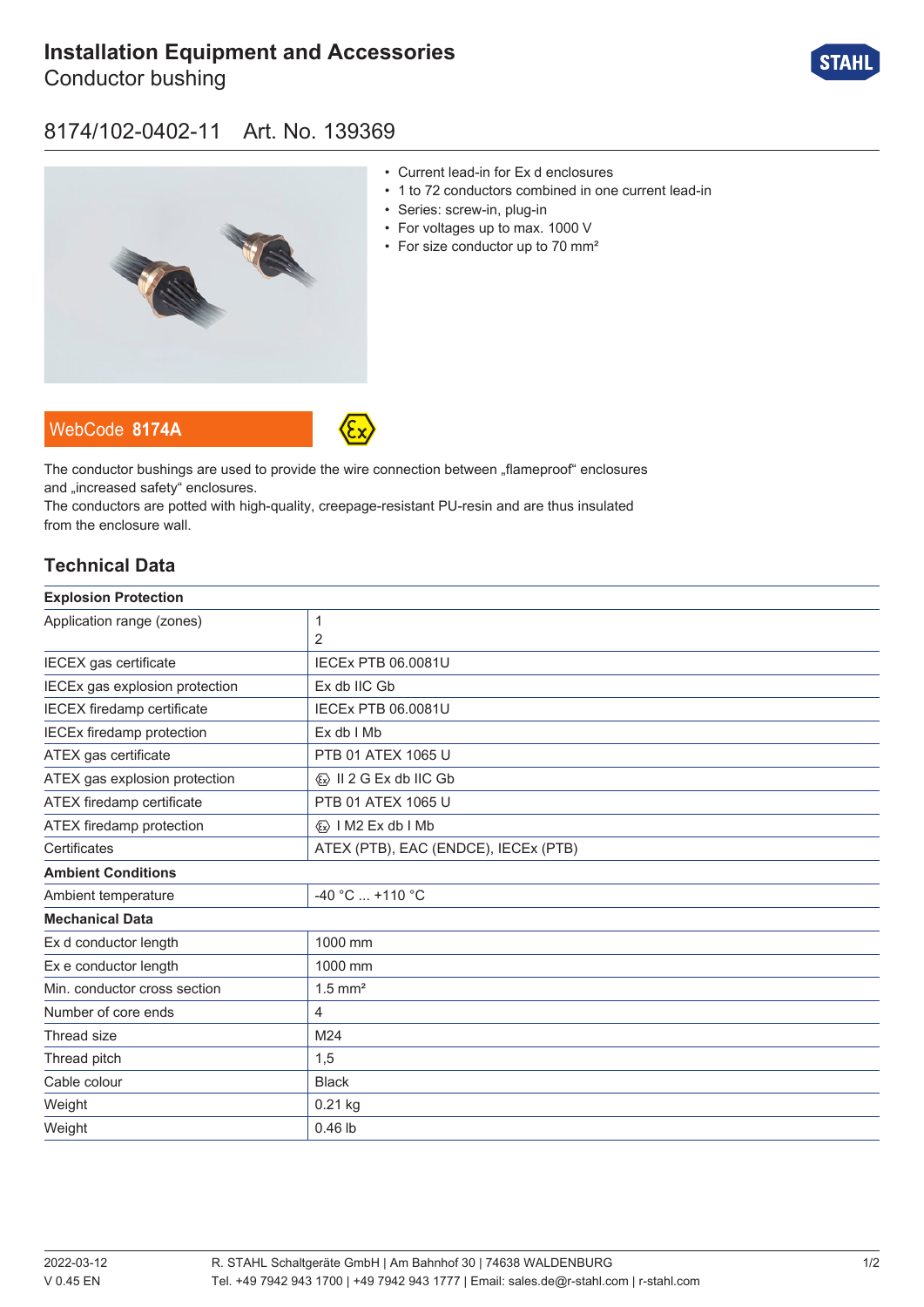# Installation Equipment and Accessories

Conductor bushing

## 8174/102-0402-11 Art. No. 139369

- Current lead-in for Ex d enclosures
- 1 to 72 conductors combined in one current lead-in
- Series: screw-in, plug-in
- For voltages up to max. 1000 V
- For size conductor up to 70 mm²

WebCode **8174A**

The conductor bushings are used to provide the wire connection between „flameproof" enclosures and „increased safety" enclosures.
The conductors are potted with high-quality, creepage-resistant PU-resin and are thus insulated from the enclosure wall.

## Technical Data

| **Explosion Protection** | |
|---|---|
| Application range (zones) | 1<br>2 |
| IECEX gas certificate | IECEx PTB 06.0081U |
| IECEx gas explosion protection | Ex db IIC Gb |
| IECEX firedamp certificate | IECEx PTB 06.0081U |
| IECEx firedamp protection | Ex db I Mb |
| ATEX gas certificate | PTB 01 ATEX 1065 U |
| ATEX gas explosion protection | Ex II 2 G Ex db IIC Gb |
| ATEX firedamp certificate | PTB 01 ATEX 1065 U |
| ATEX firedamp protection | Ex I M2 Ex db I Mb |
| Certificates | ATEX (PTB), EAC (ENDCE), IECEx (PTB) |
| **Ambient Conditions** | |
| Ambient temperature | -40 °C ... +110 °C |
| **Mechanical Data** | |
| Ex d conductor length | 1000 mm |
| Ex e conductor length | 1000 mm |
| Min. conductor cross section | 1.5 mm² |
| Number of core ends | 4 |
| Thread size | M24 |
| Thread pitch | 1,5 |
| Cable colour | Black |
| Weight | 0.21 kg |
| Weight | 0.46 lb |

2022-03-12
V 0.45 EN

R. STAHL Schaltgeräte GmbH | Am Bahnhof 30 | 74638 WALDENBURG
Tel. +49 7942 943 1700 | +49 7942 943 1777 | Email: sales.de@r-stahl.com | r-stahl.com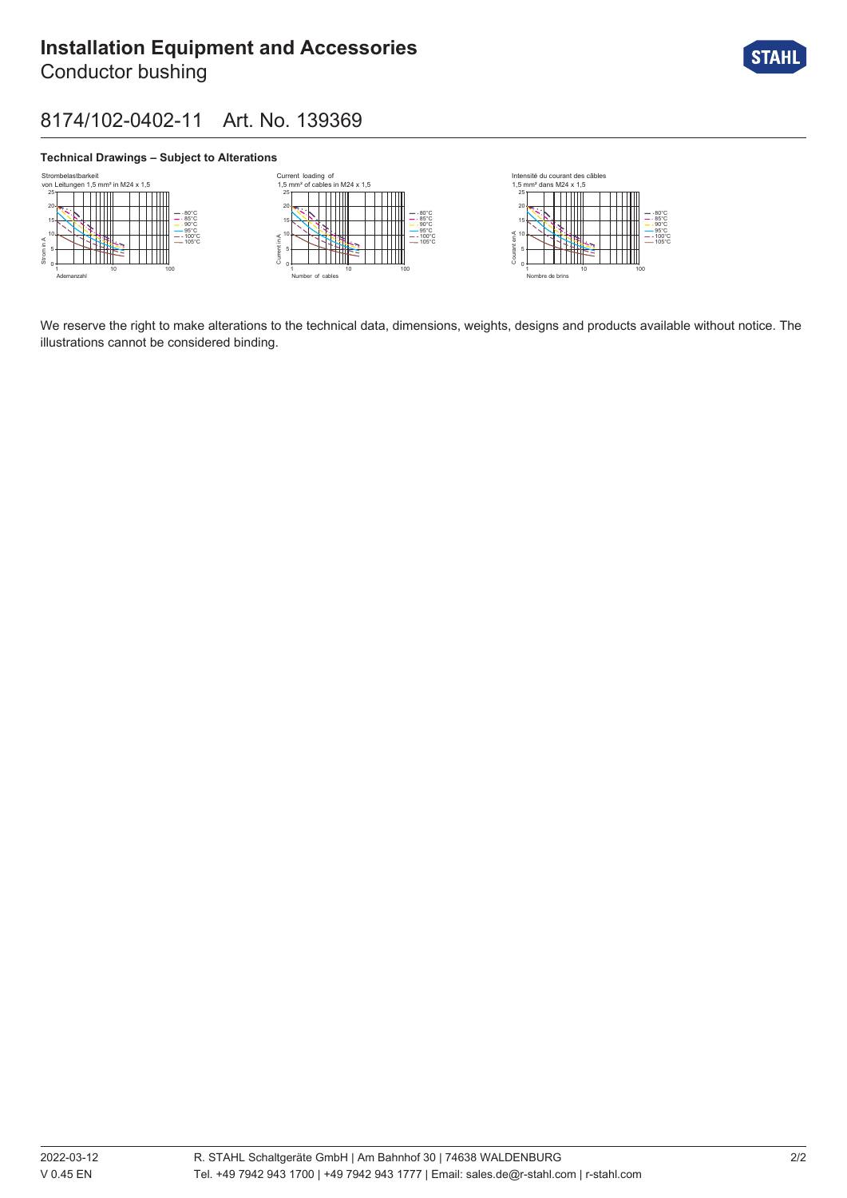# Installation Equipment and Accessories

Conductor bushing

## 8174/102-0402-11 Art. No. 139369

**Technical Drawings – Subject to Alterations**

Strombelastbarkeit
von Leitungen 1,5 mm² in M24 x 1,5
25
20
15
10
5
0
Strom in A
1
10
100
Aderanzahl
80°C
85°C
90°C
95°C
100°C
105°C

Current loading of
1,5 mm² of cables in M24 x 1,5
25
20
15
10
5
0
Current in A
1
10
100
Number of cables
80°C
85°C
90°C
95°C
100°C
105°C

Intensité du courant des câbles
1,5 mm² dans M24 x 1,5
25
20
15
10
5
0
Courant en A
1
10
100
Nombre de brins
80°C
85°C
90°C
95°C
100°C
105°C

We reserve the right to make alterations to the technical data, dimensions, weights, designs and products available without notice. The illustrations cannot be considered binding.

2022-03-12
V 0.45 EN

R. STAHL Schaltgeräte GmbH | Am Bahnhof 30 | 74638 WALDENBURG
Tel. +49 7942 943 1700 | +49 7942 943 1777 | Email: sales.de@r-stahl.com | r-stahl.com